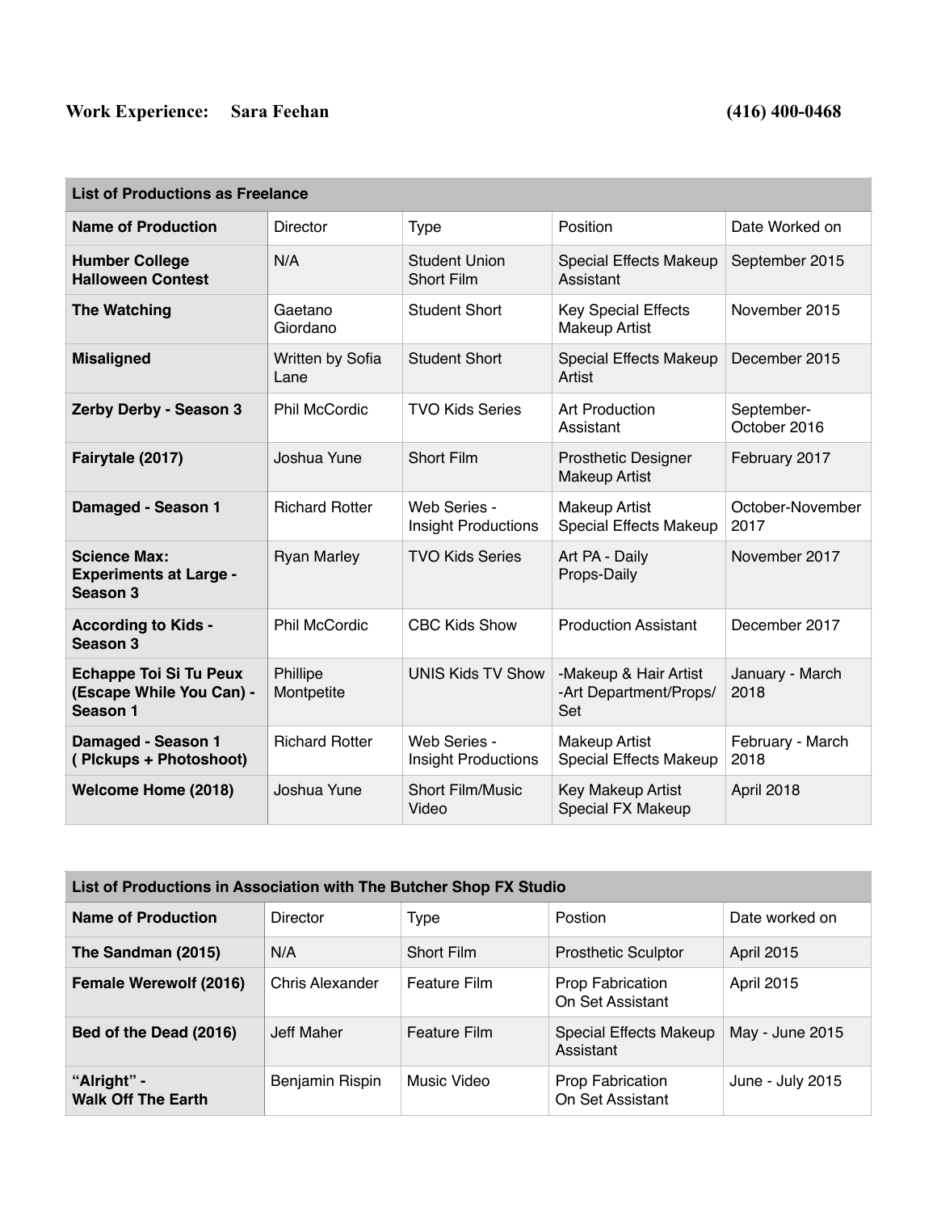**Work Experience: Sara Feehan** **(416) 400-0468**

| List of Productions as Freelance | | | | |
|---|---|---|---|---|
| **Name of Production** | Director | Type | Position | Date Worked on |
| **Humber College Halloween Contest** | N/A | Student Union Short Film | Special Effects Makeup Assistant | September 2015 |
| **The Watching** | Gaetano Giordano | Student Short | Key Special Effects Makeup Artist | November 2015 |
| **Misaligned** | Written by Sofia Lane | Student Short | Special Effects Makeup Artist | December 2015 |
| **Zerby Derby - Season 3** | Phil McCordic | TVO Kids Series | Art Production Assistant | September-October 2016 |
| **Fairytale (2017)** | Joshua Yune | Short Film | Prosthetic Designer Makeup Artist | February 2017 |
| **Damaged - Season 1** | Richard Rotter | Web Series - Insight Productions | Makeup Artist Special Effects Makeup | October-November 2017 |
| **Science Max: Experiments at Large - Season 3** | Ryan Marley | TVO Kids Series | Art PA - Daily Props-Daily | November 2017 |
| **According to Kids - Season 3** | Phil McCordic | CBC Kids Show | Production Assistant | December 2017 |
| **Echappe Toi Si Tu Peux (Escape While You Can) - Season 1** | Phillipe Montpetite | UNIS Kids TV Show | -Makeup & Hair Artist -Art Department/Props/Set | January - March 2018 |
| **Damaged - Season 1 ( PIckups + Photoshoot)** | Richard Rotter | Web Series - Insight Productions | Makeup Artist Special Effects Makeup | February - March 2018 |
| **Welcome Home (2018)** | Joshua Yune | Short Film/Music Video | Key Makeup Artist Special FX Makeup | April 2018 |

| List of Productions in Association with The Butcher Shop FX Studio | | | | |
|---|---|---|---|---|
| **Name of Production** | Director | Type | Postion | Date worked on |
| **The Sandman (2015)** | N/A | Short Film | Prosthetic Sculptor | April 2015 |
| **Female Werewolf (2016)** | Chris Alexander | Feature Film | Prop Fabrication On Set Assistant | April 2015 |
| **Bed of the Dead (2016)** | Jeff Maher | Feature Film | Special Effects Makeup Assistant | May - June 2015 |
| **"Alright" - Walk Off The Earth** | Benjamin Rispin | Music Video | Prop Fabrication On Set Assistant | June - July 2015 |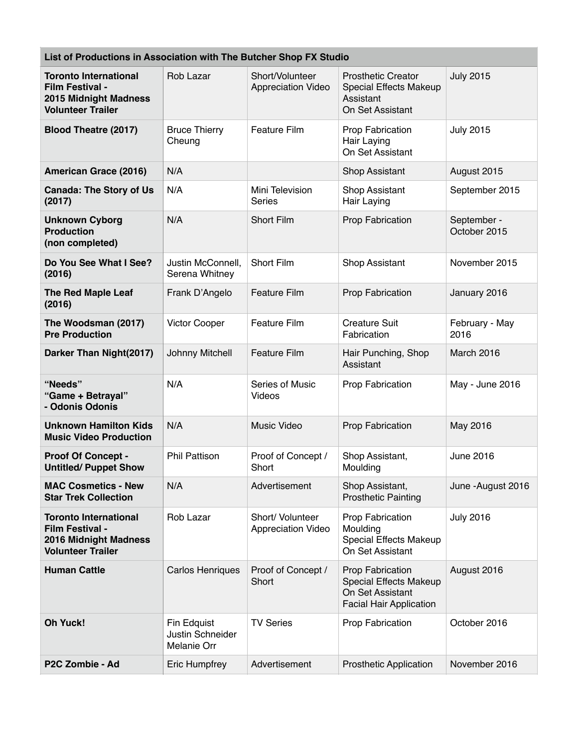| List of Productions in Association with The Butcher Shop FX Studio | | | | |
|---|---|---|---|---|
| **Toronto International Film Festival - 2015 Midnight Madness Volunteer Trailer** | Rob Lazar | Short/Volunteer Appreciation Video | Prosthetic Creator<br>Special Effects Makeup Assistant<br>On Set Assistant | July 2015 |
| **Blood Theatre (2017)** | Bruce Thierry Cheung | Feature Film | Prop Fabrication<br>Hair Laying<br>On Set Assistant | July 2015 |
| **American Grace (2016)** | N/A | | Shop Assistant | August 2015 |
| **Canada: The Story of Us (2017)** | N/A | Mini Television Series | Shop Assistant<br>Hair Laying | September 2015 |
| **Unknown Cyborg Production (non completed)** | N/A | Short Film | Prop Fabrication | September - October 2015 |
| **Do You See What I See? (2016)** | Justin McConnell, Serena Whitney | Short Film | Shop Assistant | November 2015 |
| **The Red Maple Leaf (2016)** | Frank D'Angelo | Feature Film | Prop Fabrication | January 2016 |
| **The Woodsman (2017) Pre Production** | Victor Cooper | Feature Film | Creature Suit Fabrication | February - May 2016 |
| **Darker Than Night(2017)** | Johnny Mitchell | Feature Film | Hair Punching, Shop Assistant | March 2016 |
| **"Needs" "Game + Betrayal" - Odonis Odonis** | N/A | Series of Music Videos | Prop Fabrication | May - June 2016 |
| **Unknown Hamilton Kids Music Video Production** | N/A | Music Video | Prop Fabrication | May 2016 |
| **Proof Of Concept - Untitled/ Puppet Show** | Phil Pattison | Proof of Concept / Short | Shop Assistant, Moulding | June 2016 |
| **MAC Cosmetics - New Star Trek Collection** | N/A | Advertisement | Shop Assistant, Prosthetic Painting | June -August 2016 |
| **Toronto International Film Festival - 2016 Midnight Madness Volunteer Trailer** | Rob Lazar | Short/ Volunteer Appreciation Video | Prop Fabrication<br>Moulding<br>Special Effects Makeup<br>On Set Assistant | July 2016 |
| **Human Cattle** | Carlos Henriques | Proof of Concept / Short | Prop Fabrication<br>Special Effects Makeup<br>On Set Assistant<br>Facial Hair Application | August 2016 |
| **Oh Yuck!** | Fin Edquist<br>Justin Schneider<br>Melanie Orr | TV Series | Prop Fabrication | October 2016 |
| **P2C Zombie - Ad** | Eric Humpfrey | Advertisement | Prosthetic Application | November 2016 |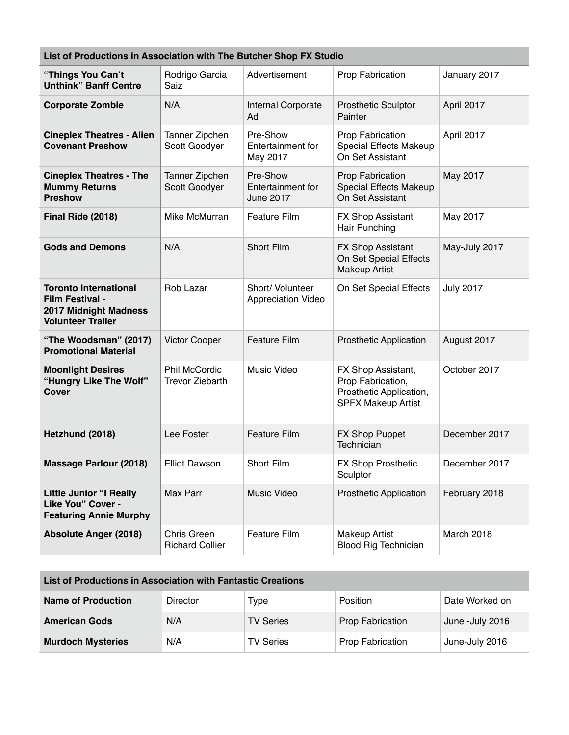| List of Productions in Association with The Butcher Shop FX Studio | | | | |
|---|---|---|---|---|
| **"Things You Can't Unthink" Banff Centre** | Rodrigo Garcia Saiz | Advertisement | Prop Fabrication | January 2017 |
| **Corporate Zombie** | N/A | Internal Corporate Ad | Prosthetic Sculptor Painter | April 2017 |
| **Cineplex Theatres - Alien Covenant Preshow** | Tanner Zipchen Scott Goodyer | Pre-Show Entertainment for May 2017 | Prop Fabrication Special Effects Makeup On Set Assistant | April 2017 |
| **Cineplex Theatres - The Mummy Returns Preshow** | Tanner Zipchen Scott Goodyer | Pre-Show Entertainment for June 2017 | Prop Fabrication Special Effects Makeup On Set Assistant | May 2017 |
| **Final Ride (2018)** | Mike McMurran | Feature Film | FX Shop Assistant Hair Punching | May 2017 |
| **Gods and Demons** | N/A | Short Film | FX Shop Assistant On Set Special Effects Makeup Artist | May-July 2017 |
| **Toronto International Film Festival - 2017 Midnight Madness Volunteer Trailer** | Rob Lazar | Short/ Volunteer Appreciation Video | On Set Special Effects | July 2017 |
| **"The Woodsman" (2017) Promotional Material** | Victor Cooper | Feature Film | Prosthetic Application | August 2017 |
| **Moonlight Desires "Hungry Like The Wolf" Cover** | Phil McCordic Trevor Ziebarth | Music Video | FX Shop Assistant, Prop Fabrication, Prosthetic Application, SPFX Makeup Artist | October 2017 |
| **Hetzhund (2018)** | Lee Foster | Feature Film | FX Shop Puppet Technician | December 2017 |
| **Massage Parlour (2018)** | Elliot Dawson | Short Film | FX Shop Prosthetic Sculptor | December 2017 |
| **Little Junior "I Really Like You" Cover - Featuring Annie Murphy** | Max Parr | Music Video | Prosthetic Application | February 2018 |
| **Absolute Anger (2018)** | Chris Green Richard Collier | Feature Film | Makeup Artist Blood Rig Technician | March 2018 |

| List of Productions in Association with Fantastic Creations | | | | |
|---|---|---|---|---|
| **Name of Production** | Director | Type | Position | Date Worked on |
| **American Gods** | N/A | TV Series | Prop Fabrication | June -July 2016 |
| **Murdoch Mysteries** | N/A | TV Series | Prop Fabrication | June-July 2016 |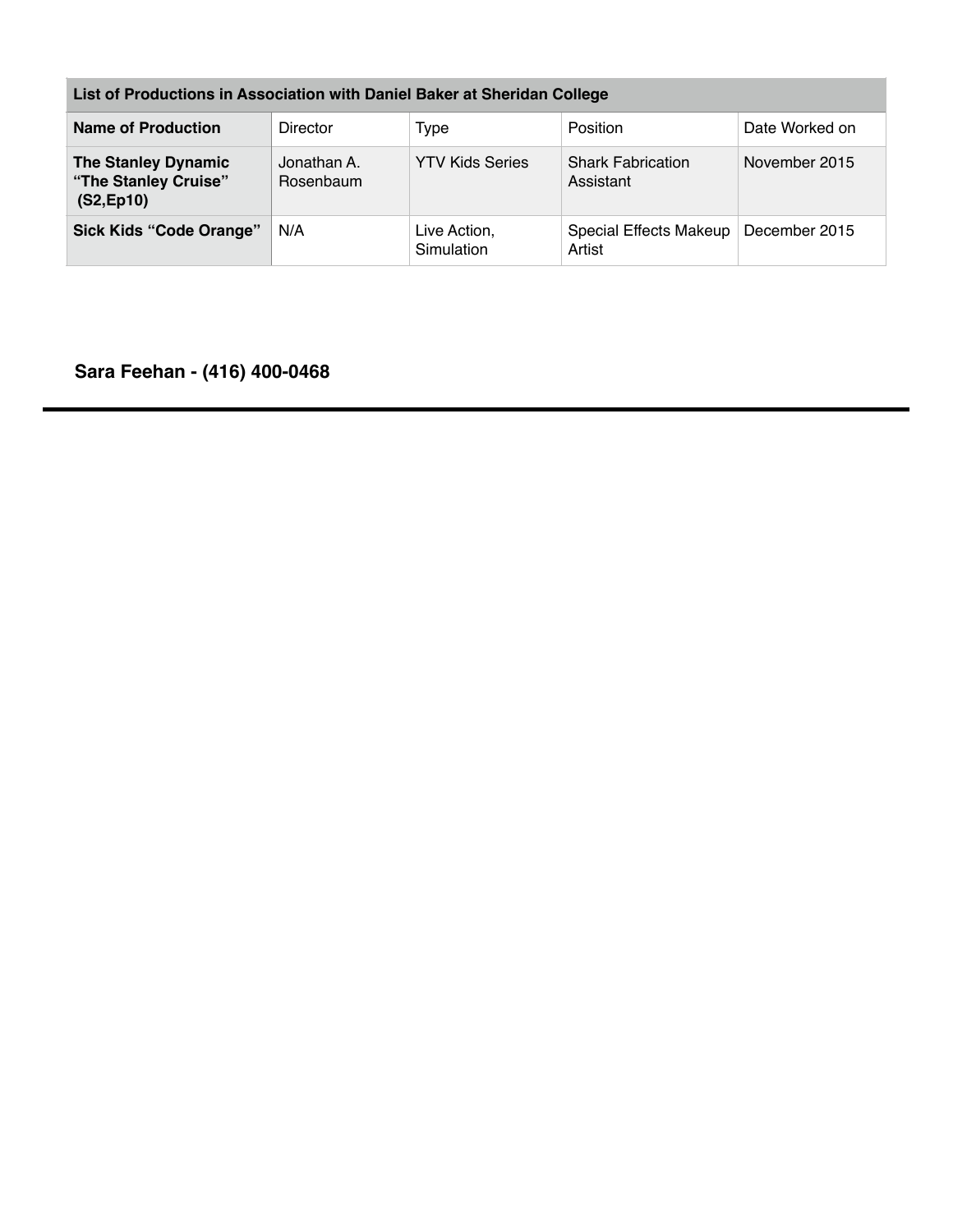| List of Productions in Association with Daniel Baker at Sheridan College | | | | |
|---|---|---|---|---|
| **Name of Production** | Director | Type | Position | Date Worked on |
| **The Stanley Dynamic "The Stanley Cruise" (S2,Ep10)** | Jonathan A. Rosenbaum | YTV Kids Series | Shark Fabrication Assistant | November 2015 |
| **Sick Kids "Code Orange"** | N/A | Live Action, Simulation | Special Effects Makeup Artist | December 2015 |

**Sara Feehan - (416) 400-0468**

---